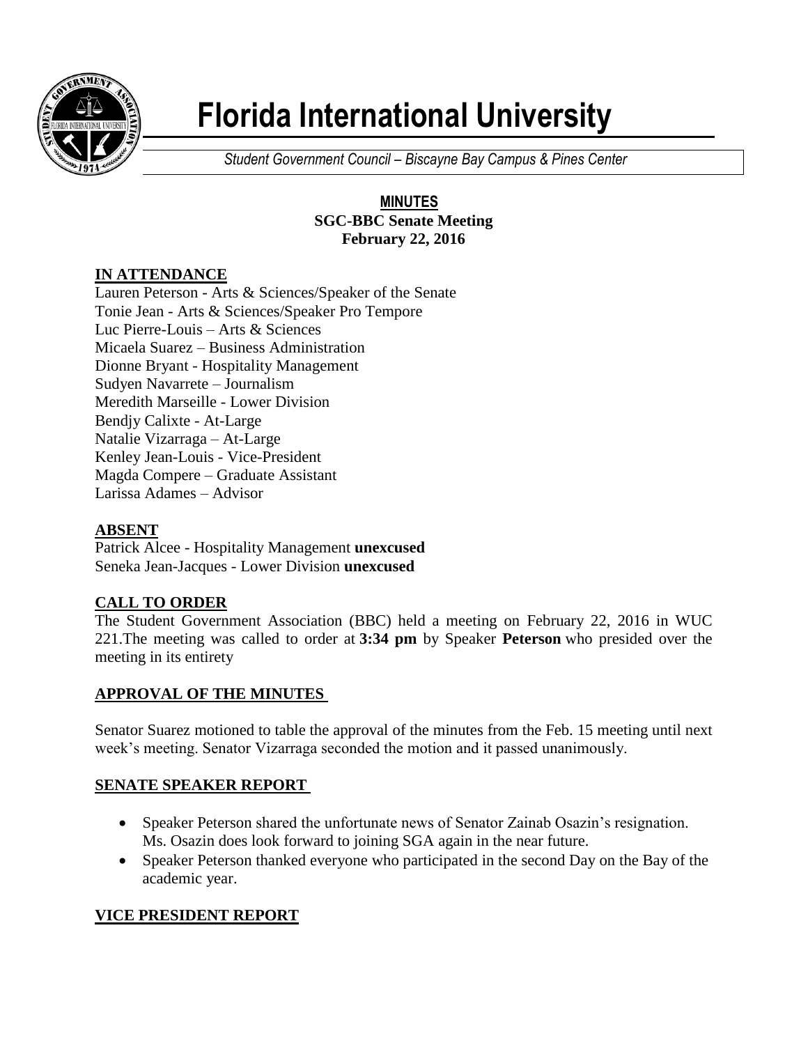# Florida International University

*Student Government Council – Biscayne Bay Campus & Pines Center*

**MINUTES**
**SGC-BBC Senate Meeting**
**February 22, 2016**

## IN ATTENDANCE

Lauren Peterson - Arts & Sciences/Speaker of the Senate
Tonie Jean - Arts & Sciences/Speaker Pro Tempore
Luc Pierre-Louis – Arts & Sciences
Micaela Suarez – Business Administration
Dionne Bryant - Hospitality Management
Sudyen Navarrete – Journalism
Meredith Marseille - Lower Division
Bendjy Calixte - At-Large
Natalie Vizarraga – At-Large
Kenley Jean-Louis - Vice-President
Magda Compere – Graduate Assistant
Larissa Adames – Advisor

## ABSENT

Patrick Alcee - Hospitality Management **unexcused**
Seneka Jean-Jacques - Lower Division **unexcused**

## CALL TO ORDER

The Student Government Association (BBC) held a meeting on February 22, 2016 in WUC 221.The meeting was called to order at **3:34 pm** by Speaker **Peterson** who presided over the meeting in its entirety

## APPROVAL OF THE MINUTES

Senator Suarez motioned to table the approval of the minutes from the Feb. 15 meeting until next week's meeting. Senator Vizarraga seconded the motion and it passed unanimously.

## SENATE SPEAKER REPORT

- Speaker Peterson shared the unfortunate news of Senator Zainab Osazin's resignation. Ms. Osazin does look forward to joining SGA again in the near future.
- Speaker Peterson thanked everyone who participated in the second Day on the Bay of the academic year.

## VICE PRESIDENT REPORT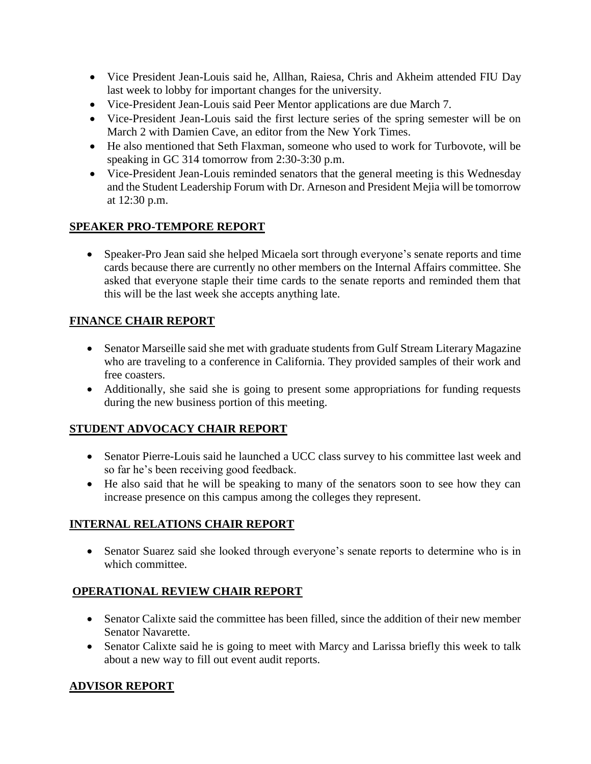- Vice President Jean-Louis said he, Allhan, Raiesa, Chris and Akheim attended FIU Day last week to lobby for important changes for the university.
- Vice-President Jean-Louis said Peer Mentor applications are due March 7.
- Vice-President Jean-Louis said the first lecture series of the spring semester will be on March 2 with Damien Cave, an editor from the New York Times.
- He also mentioned that Seth Flaxman, someone who used to work for Turbovote, will be speaking in GC 314 tomorrow from 2:30-3:30 p.m.
- Vice-President Jean-Louis reminded senators that the general meeting is this Wednesday and the Student Leadership Forum with Dr. Arneson and President Mejia will be tomorrow at 12:30 p.m.

## SPEAKER PRO-TEMPORE REPORT

- Speaker-Pro Jean said she helped Micaela sort through everyone's senate reports and time cards because there are currently no other members on the Internal Affairs committee. She asked that everyone staple their time cards to the senate reports and reminded them that this will be the last week she accepts anything late.

## FINANCE CHAIR REPORT

- Senator Marseille said she met with graduate students from Gulf Stream Literary Magazine who are traveling to a conference in California. They provided samples of their work and free coasters.
- Additionally, she said she is going to present some appropriations for funding requests during the new business portion of this meeting.

## STUDENT ADVOCACY CHAIR REPORT

- Senator Pierre-Louis said he launched a UCC class survey to his committee last week and so far he's been receiving good feedback.
- He also said that he will be speaking to many of the senators soon to see how they can increase presence on this campus among the colleges they represent.

## INTERNAL RELATIONS CHAIR REPORT

- Senator Suarez said she looked through everyone's senate reports to determine who is in which committee.

## OPERATIONAL REVIEW CHAIR REPORT

- Senator Calixte said the committee has been filled, since the addition of their new member Senator Navarette.
- Senator Calixte said he is going to meet with Marcy and Larissa briefly this week to talk about a new way to fill out event audit reports.

## ADVISOR REPORT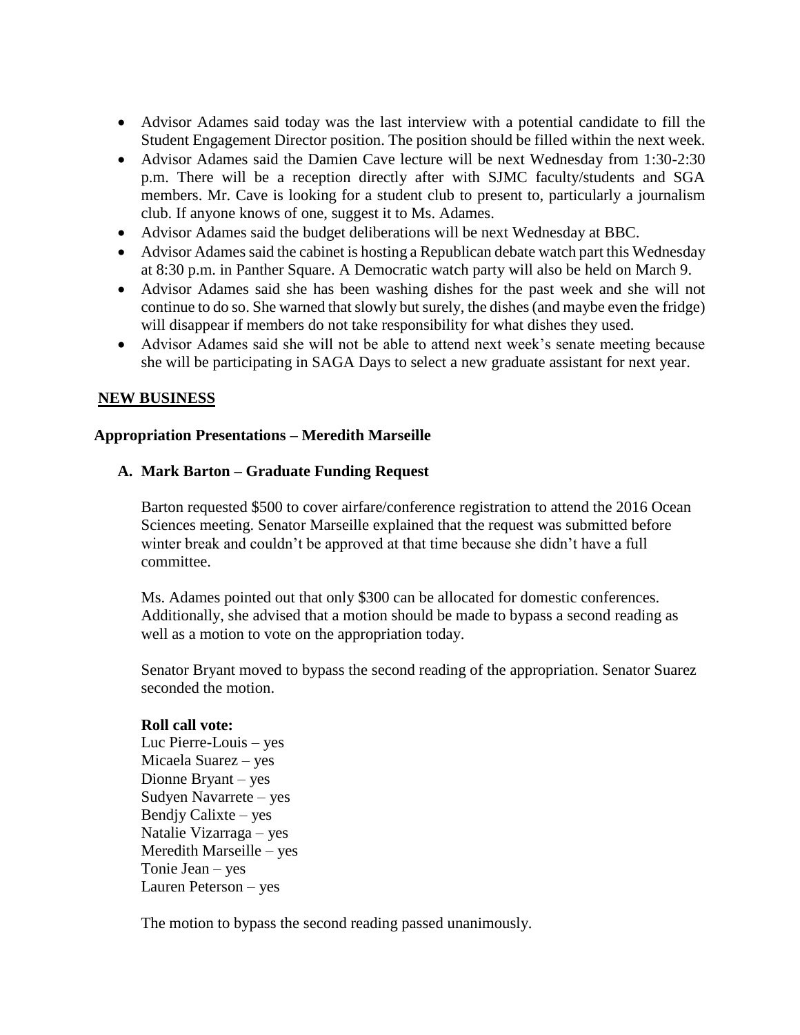- Advisor Adames said today was the last interview with a potential candidate to fill the Student Engagement Director position. The position should be filled within the next week.
- Advisor Adames said the Damien Cave lecture will be next Wednesday from 1:30-2:30 p.m. There will be a reception directly after with SJMC faculty/students and SGA members. Mr. Cave is looking for a student club to present to, particularly a journalism club. If anyone knows of one, suggest it to Ms. Adames.
- Advisor Adames said the budget deliberations will be next Wednesday at BBC.
- Advisor Adames said the cabinet is hosting a Republican debate watch part this Wednesday at 8:30 p.m. in Panther Square. A Democratic watch party will also be held on March 9.
- Advisor Adames said she has been washing dishes for the past week and she will not continue to do so. She warned that slowly but surely, the dishes (and maybe even the fridge) will disappear if members do not take responsibility for what dishes they used.
- Advisor Adames said she will not be able to attend next week's senate meeting because she will be participating in SAGA Days to select a new graduate assistant for next year.

## NEW BUSINESS

### Appropriation Presentations – Meredith Marseille

**A. Mark Barton – Graduate Funding Request**

Barton requested $500 to cover airfare/conference registration to attend the 2016 Ocean Sciences meeting. Senator Marseille explained that the request was submitted before winter break and couldn't be approved at that time because she didn't have a full committee.

Ms. Adames pointed out that only $300 can be allocated for domestic conferences. Additionally, she advised that a motion should be made to bypass a second reading as well as a motion to vote on the appropriation today.

Senator Bryant moved to bypass the second reading of the appropriation. Senator Suarez seconded the motion.

**Roll call vote:**
Luc Pierre-Louis – yes
Micaela Suarez – yes
Dionne Bryant – yes
Sudyen Navarrete – yes
Bendjy Calixte – yes
Natalie Vizarraga – yes
Meredith Marseille – yes
Tonie Jean – yes
Lauren Peterson – yes

The motion to bypass the second reading passed unanimously.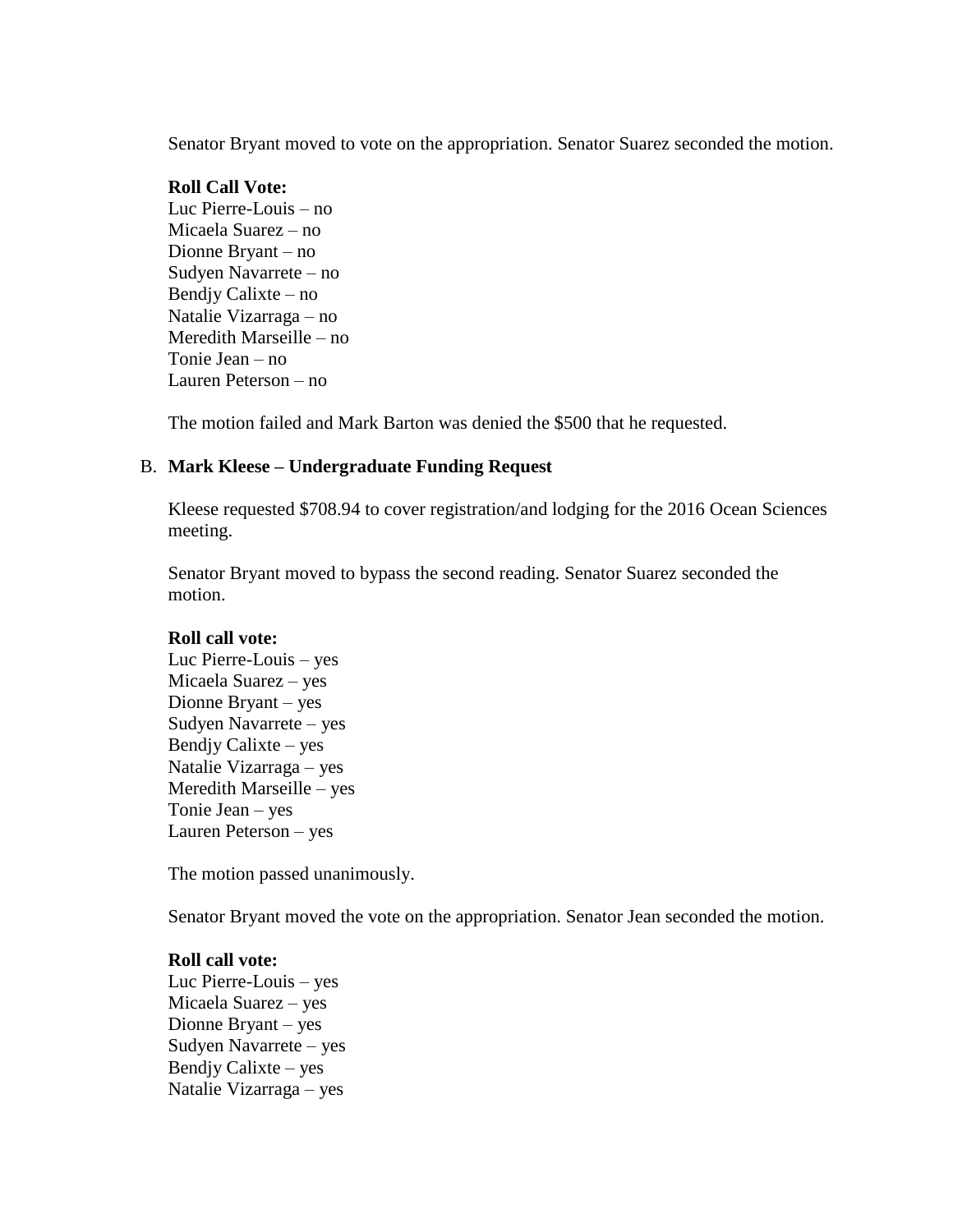Senator Bryant moved to vote on the appropriation. Senator Suarez seconded the motion.

**Roll Call Vote:**
Luc Pierre-Louis – no
Micaela Suarez – no
Dionne Bryant – no
Sudyen Navarrete – no
Bendjy Calixte – no
Natalie Vizarraga – no
Meredith Marseille – no
Tonie Jean – no
Lauren Peterson – no

The motion failed and Mark Barton was denied the $500 that he requested.

B. **Mark Kleese – Undergraduate Funding Request**

Kleese requested $708.94 to cover registration/and lodging for the 2016 Ocean Sciences meeting.

Senator Bryant moved to bypass the second reading. Senator Suarez seconded the motion.

**Roll call vote:**
Luc Pierre-Louis – yes
Micaela Suarez – yes
Dionne Bryant – yes
Sudyen Navarrete – yes
Bendjy Calixte – yes
Natalie Vizarraga – yes
Meredith Marseille – yes
Tonie Jean – yes
Lauren Peterson – yes

The motion passed unanimously.

Senator Bryant moved the vote on the appropriation. Senator Jean seconded the motion.

**Roll call vote:**
Luc Pierre-Louis – yes
Micaela Suarez – yes
Dionne Bryant – yes
Sudyen Navarrete – yes
Bendjy Calixte – yes
Natalie Vizarraga – yes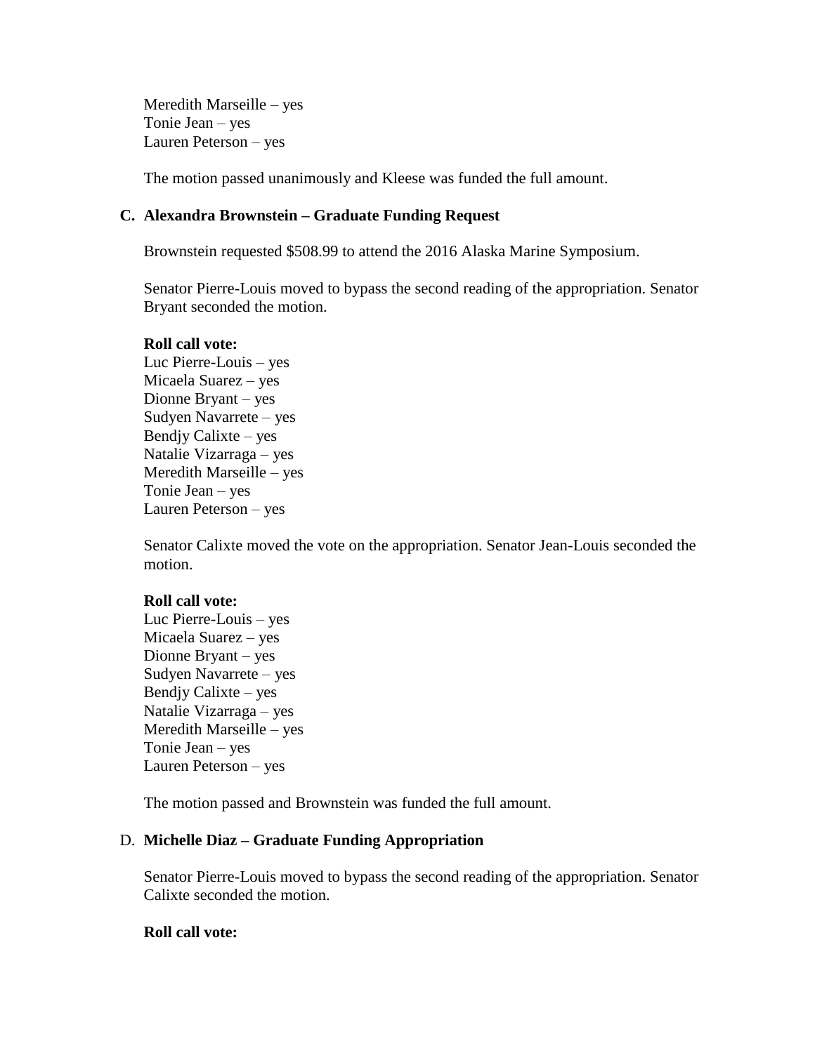Meredith Marseille – yes
Tonie Jean – yes
Lauren Peterson – yes

The motion passed unanimously and Kleese was funded the full amount.

**C. Alexandra Brownstein – Graduate Funding Request**

Brownstein requested $508.99 to attend the 2016 Alaska Marine Symposium.

Senator Pierre-Louis moved to bypass the second reading of the appropriation. Senator Bryant seconded the motion.

**Roll call vote:**
Luc Pierre-Louis – yes
Micaela Suarez – yes
Dionne Bryant – yes
Sudyen Navarrete – yes
Bendjy Calixte – yes
Natalie Vizarraga – yes
Meredith Marseille – yes
Tonie Jean – yes
Lauren Peterson – yes

Senator Calixte moved the vote on the appropriation. Senator Jean-Louis seconded the motion.

**Roll call vote:**
Luc Pierre-Louis – yes
Micaela Suarez – yes
Dionne Bryant – yes
Sudyen Navarrete – yes
Bendjy Calixte – yes
Natalie Vizarraga – yes
Meredith Marseille – yes
Tonie Jean – yes
Lauren Peterson – yes

The motion passed and Brownstein was funded the full amount.

D. **Michelle Diaz – Graduate Funding Appropriation**

Senator Pierre-Louis moved to bypass the second reading of the appropriation. Senator Calixte seconded the motion.

**Roll call vote:**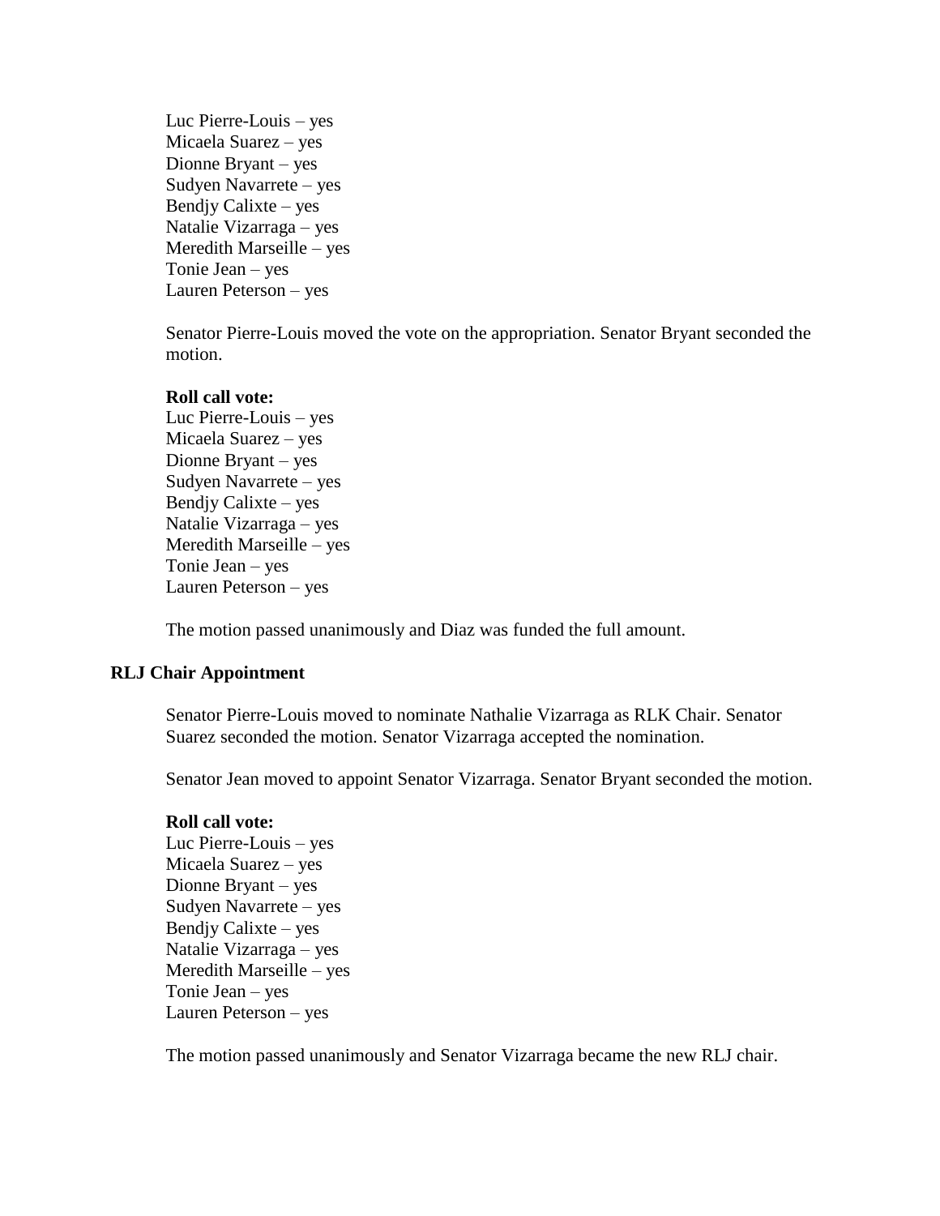Luc Pierre-Louis – yes
Micaela Suarez – yes
Dionne Bryant – yes
Sudyen Navarrete – yes
Bendjy Calixte – yes
Natalie Vizarraga – yes
Meredith Marseille – yes
Tonie Jean – yes
Lauren Peterson – yes

Senator Pierre-Louis moved the vote on the appropriation. Senator Bryant seconded the motion.

**Roll call vote:**
Luc Pierre-Louis – yes
Micaela Suarez – yes
Dionne Bryant – yes
Sudyen Navarrete – yes
Bendjy Calixte – yes
Natalie Vizarraga – yes
Meredith Marseille – yes
Tonie Jean – yes
Lauren Peterson – yes

The motion passed unanimously and Diaz was funded the full amount.

### RLJ Chair Appointment

Senator Pierre-Louis moved to nominate Nathalie Vizarraga as RLK Chair. Senator Suarez seconded the motion. Senator Vizarraga accepted the nomination.

Senator Jean moved to appoint Senator Vizarraga. Senator Bryant seconded the motion.

**Roll call vote:**
Luc Pierre-Louis – yes
Micaela Suarez – yes
Dionne Bryant – yes
Sudyen Navarrete – yes
Bendjy Calixte – yes
Natalie Vizarraga – yes
Meredith Marseille – yes
Tonie Jean – yes
Lauren Peterson – yes

The motion passed unanimously and Senator Vizarraga became the new RLJ chair.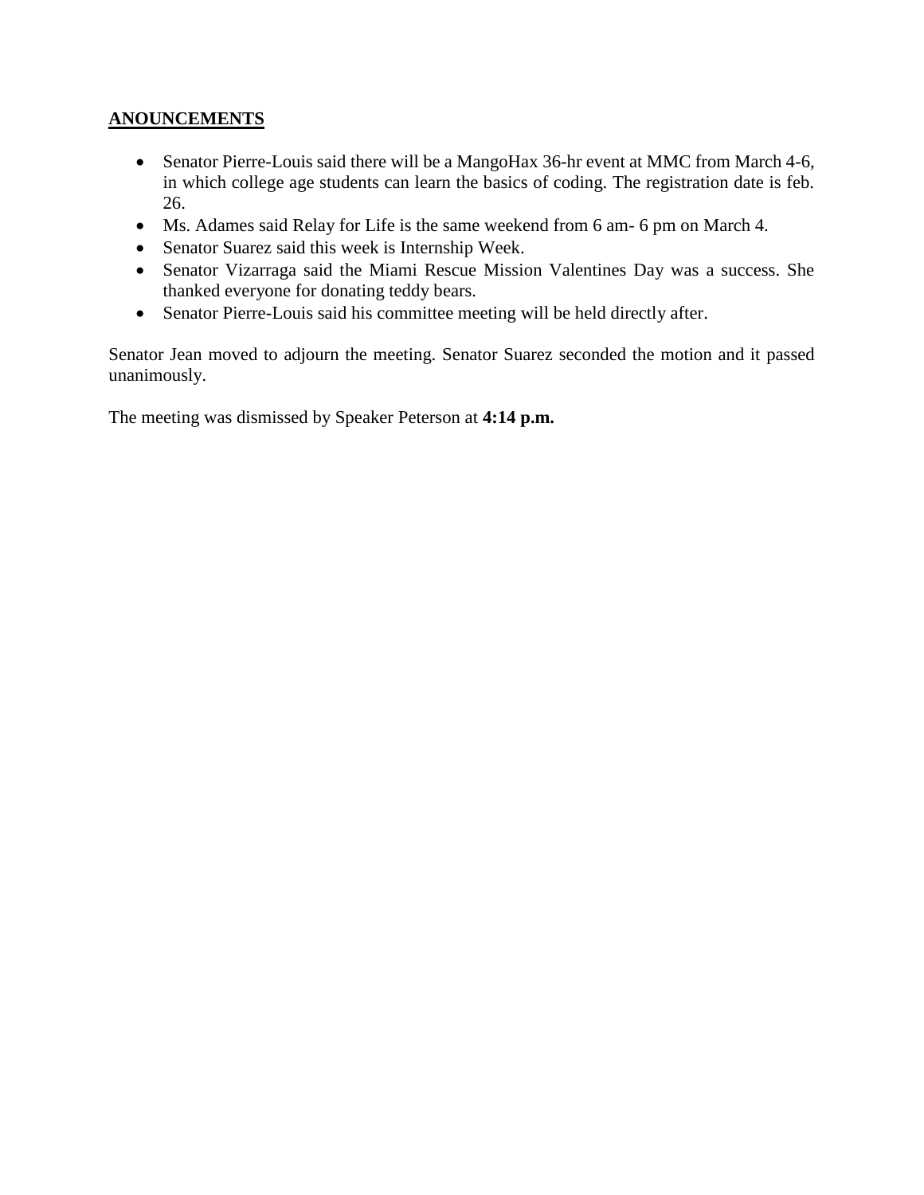## ANOUNCEMENTS

- Senator Pierre-Louis said there will be a MangoHax 36-hr event at MMC from March 4-6, in which college age students can learn the basics of coding. The registration date is feb. 26.
- Ms. Adames said Relay for Life is the same weekend from 6 am- 6 pm on March 4.
- Senator Suarez said this week is Internship Week.
- Senator Vizarraga said the Miami Rescue Mission Valentines Day was a success. She thanked everyone for donating teddy bears.
- Senator Pierre-Louis said his committee meeting will be held directly after.

Senator Jean moved to adjourn the meeting. Senator Suarez seconded the motion and it passed unanimously.

The meeting was dismissed by Speaker Peterson at **4:14 p.m.**